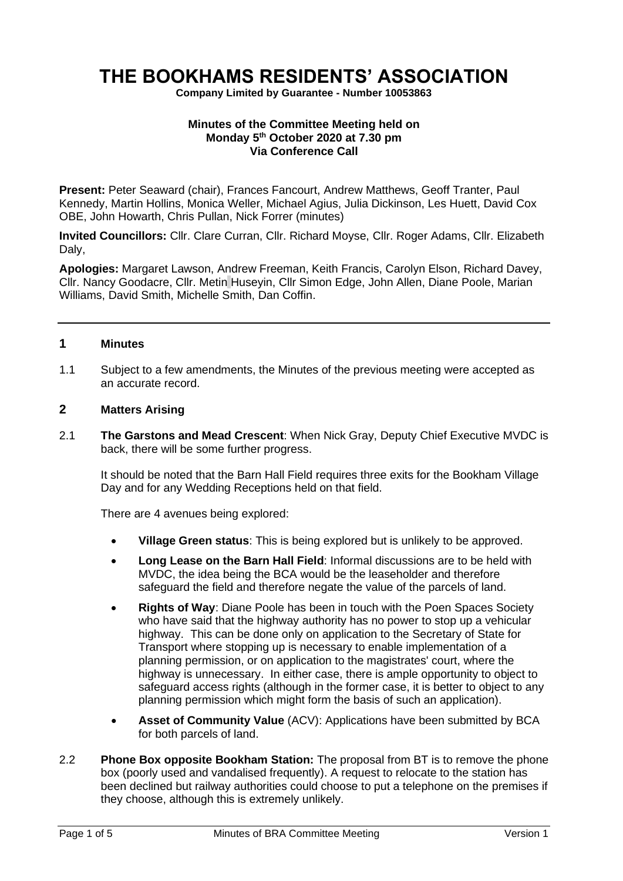# THE BOOKHAMS RESIDENTS' ASSOCIATION

**Company Limited by Guarantee - Number 10053863**

**Minutes of the Committee Meeting held on**
**Monday 5th October 2020 at 7.30 pm**
**Via Conference Call**

**Present:** Peter Seaward (chair), Frances Fancourt, Andrew Matthews, Geoff Tranter, Paul Kennedy, Martin Hollins, Monica Weller, Michael Agius, Julia Dickinson, Les Huett, David Cox OBE, John Howarth, Chris Pullan, Nick Forrer (minutes)

**Invited Councillors:** Cllr. Clare Curran, Cllr. Richard Moyse, Cllr. Roger Adams, Cllr. Elizabeth Daly,

**Apologies:** Margaret Lawson, Andrew Freeman, Keith Francis, Carolyn Elson, Richard Davey, Cllr. Nancy Goodacre, Cllr. Metin Huseyin, Cllr Simon Edge, John Allen, Diane Poole, Marian Williams, David Smith, Michelle Smith, Dan Coffin.

---

## 1 Minutes

1.1 Subject to a few amendments, the Minutes of the previous meeting were accepted as an accurate record.

## 2 Matters Arising

2.1 **The Garstons and Mead Crescent**: When Nick Gray, Deputy Chief Executive MVDC is back, there will be some further progress.

It should be noted that the Barn Hall Field requires three exits for the Bookham Village Day and for any Wedding Receptions held on that field.

There are 4 avenues being explored:

- **Village Green status**: This is being explored but is unlikely to be approved.
- **Long Lease on the Barn Hall Field**: Informal discussions are to be held with MVDC, the idea being the BCA would be the leaseholder and therefore safeguard the field and therefore negate the value of the parcels of land.
- **Rights of Way**: Diane Poole has been in touch with the Poen Spaces Society who have said that the highway authority has no power to stop up a vehicular highway. This can be done only on application to the Secretary of State for Transport where stopping up is necessary to enable implementation of a planning permission, or on application to the magistrates' court, where the highway is unnecessary. In either case, there is ample opportunity to object to safeguard access rights (although in the former case, it is better to object to any planning permission which might form the basis of such an application).
- **Asset of Community Value** (ACV): Applications have been submitted by BCA for both parcels of land.

2.2 **Phone Box opposite Bookham Station:** The proposal from BT is to remove the phone box (poorly used and vandalised frequently). A request to relocate to the station has been declined but railway authorities could choose to put a telephone on the premises if they choose, although this is extremely unlikely.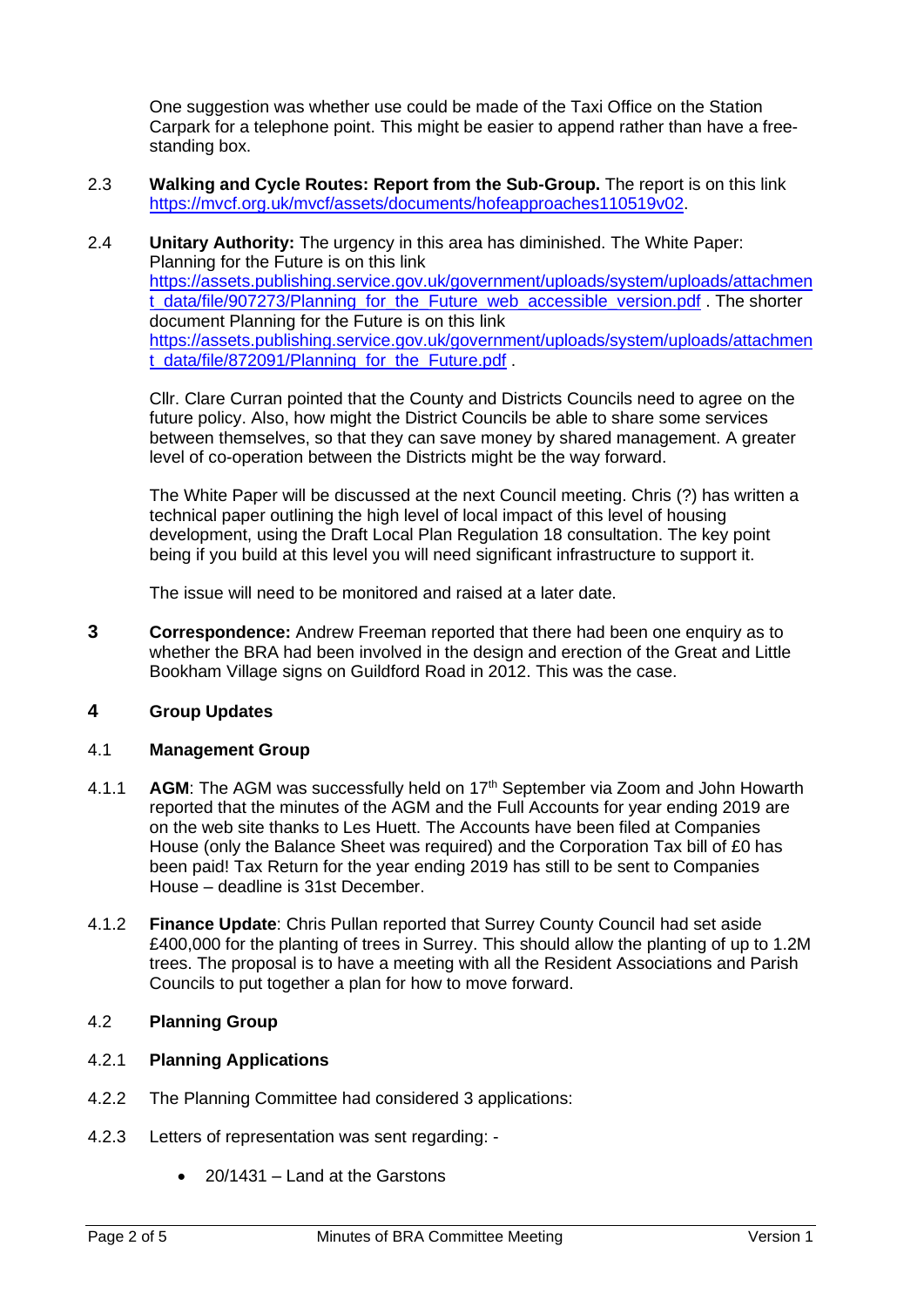One suggestion was whether use could be made of the Taxi Office on the Station Carpark for a telephone point. This might be easier to append rather than have a free-standing box.

2.3 **Walking and Cycle Routes: Report from the Sub-Group.** The report is on this link https://mvcf.org.uk/mvcf/assets/documents/hofeapproaches110519v02.

2.4 **Unitary Authority:** The urgency in this area has diminished. The White Paper: Planning for the Future is on this link https://assets.publishing.service.gov.uk/government/uploads/system/uploads/attachment_data/file/907273/Planning_for_the_Future_web_accessible_version.pdf . The shorter document Planning for the Future is on this link https://assets.publishing.service.gov.uk/government/uploads/system/uploads/attachment_data/file/872091/Planning_for_the_Future.pdf .

Cllr. Clare Curran pointed that the County and Districts Councils need to agree on the future policy. Also, how might the District Councils be able to share some services between themselves, so that they can save money by shared management. A greater level of co-operation between the Districts might be the way forward.

The White Paper will be discussed at the next Council meeting. Chris (?) has written a technical paper outlining the high level of local impact of this level of housing development, using the Draft Local Plan Regulation 18 consultation. The key point being if you build at this level you will need significant infrastructure to support it.

The issue will need to be monitored and raised at a later date.

**3** **Correspondence:** Andrew Freeman reported that there had been one enquiry as to whether the BRA had been involved in the design and erection of the Great and Little Bookham Village signs on Guildford Road in 2012. This was the case.

## 4 Group Updates

### 4.1 Management Group

4.1.1 **AGM**: The AGM was successfully held on 17th September via Zoom and John Howarth reported that the minutes of the AGM and the Full Accounts for year ending 2019 are on the web site thanks to Les Huett. The Accounts have been filed at Companies House (only the Balance Sheet was required) and the Corporation Tax bill of £0 has been paid! Tax Return for the year ending 2019 has still to be sent to Companies House – deadline is 31st December.

4.1.2 **Finance Update**: Chris Pullan reported that Surrey County Council had set aside £400,000 for the planting of trees in Surrey. This should allow the planting of up to 1.2M trees. The proposal is to have a meeting with all the Resident Associations and Parish Councils to put together a plan for how to move forward.

### 4.2 Planning Group

4.2.1 **Planning Applications**

4.2.2 The Planning Committee had considered 3 applications:

4.2.3 Letters of representation was sent regarding: -

- 20/1431 – Land at the Garstons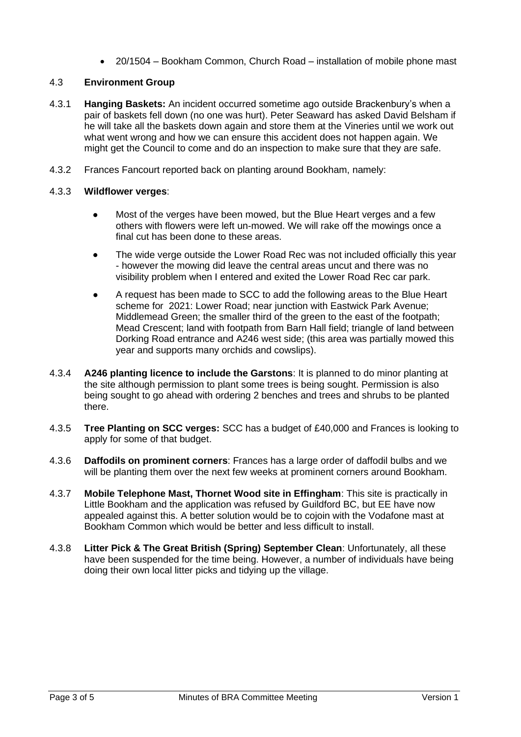- 20/1504 – Bookham Common, Church Road – installation of mobile phone mast

### 4.3 Environment Group

4.3.1 **Hanging Baskets:** An incident occurred sometime ago outside Brackenbury's when a pair of baskets fell down (no one was hurt). Peter Seaward has asked David Belsham if he will take all the baskets down again and store them at the Vineries until we work out what went wrong and how we can ensure this accident does not happen again. We might get the Council to come and do an inspection to make sure that they are safe.

4.3.2 Frances Fancourt reported back on planting around Bookham, namely:

4.3.3 **Wildflower verges**:

- Most of the verges have been mowed, but the Blue Heart verges and a few others with flowers were left un-mowed. We will rake off the mowings once a final cut has been done to these areas.
- The wide verge outside the Lower Road Rec was not included officially this year - however the mowing did leave the central areas uncut and there was no visibility problem when I entered and exited the Lower Road Rec car park.
- A request has been made to SCC to add the following areas to the Blue Heart scheme for 2021: Lower Road; near junction with Eastwick Park Avenue; Middlemead Green; the smaller third of the green to the east of the footpath; Mead Crescent; land with footpath from Barn Hall field; triangle of land between Dorking Road entrance and A246 west side; (this area was partially mowed this year and supports many orchids and cowslips).

4.3.4 **A246 planting licence to include the Garstons**: It is planned to do minor planting at the site although permission to plant some trees is being sought. Permission is also being sought to go ahead with ordering 2 benches and trees and shrubs to be planted there.

4.3.5 **Tree Planting on SCC verges:** SCC has a budget of £40,000 and Frances is looking to apply for some of that budget.

4.3.6 **Daffodils on prominent corners**: Frances has a large order of daffodil bulbs and we will be planting them over the next few weeks at prominent corners around Bookham.

4.3.7 **Mobile Telephone Mast, Thornet Wood site in Effingham**: This site is practically in Little Bookham and the application was refused by Guildford BC, but EE have now appealed against this. A better solution would be to cojoin with the Vodafone mast at Bookham Common which would be better and less difficult to install.

4.3.8 **Litter Pick & The Great British (Spring) September Clean**: Unfortunately, all these have been suspended for the time being. However, a number of individuals have being doing their own local litter picks and tidying up the village.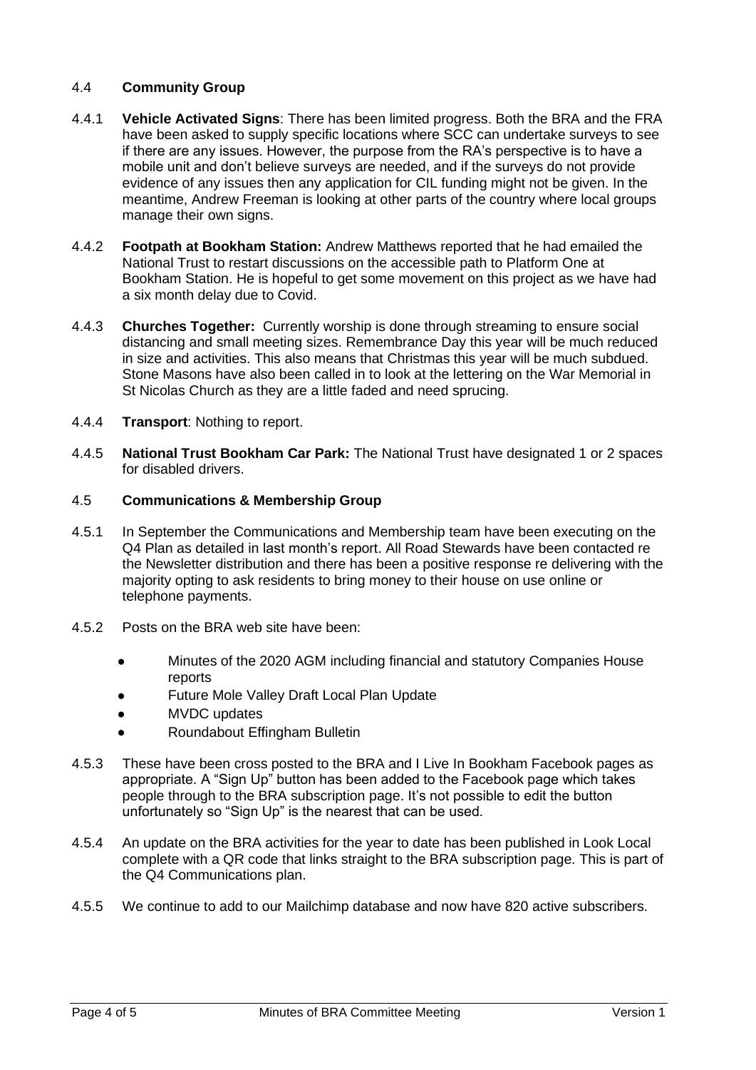### 4.4 **Community Group**

4.4.1 **Vehicle Activated Signs**: There has been limited progress. Both the BRA and the FRA have been asked to supply specific locations where SCC can undertake surveys to see if there are any issues. However, the purpose from the RA's perspective is to have a mobile unit and don't believe surveys are needed, and if the surveys do not provide evidence of any issues then any application for CIL funding might not be given. In the meantime, Andrew Freeman is looking at other parts of the country where local groups manage their own signs.

4.4.2 **Footpath at Bookham Station:** Andrew Matthews reported that he had emailed the National Trust to restart discussions on the accessible path to Platform One at Bookham Station. He is hopeful to get some movement on this project as we have had a six month delay due to Covid.

4.4.3 **Churches Together:** Currently worship is done through streaming to ensure social distancing and small meeting sizes. Remembrance Day this year will be much reduced in size and activities. This also means that Christmas this year will be much subdued. Stone Masons have also been called in to look at the lettering on the War Memorial in St Nicolas Church as they are a little faded and need sprucing.

4.4.4 **Transport**: Nothing to report.

4.4.5 **National Trust Bookham Car Park:** The National Trust have designated 1 or 2 spaces for disabled drivers.

### 4.5 **Communications & Membership Group**

4.5.1 In September the Communications and Membership team have been executing on the Q4 Plan as detailed in last month's report. All Road Stewards have been contacted re the Newsletter distribution and there has been a positive response re delivering with the majority opting to ask residents to bring money to their house on use online or telephone payments.

4.5.2 Posts on the BRA web site have been:

- Minutes of the 2020 AGM including financial and statutory Companies House reports
- Future Mole Valley Draft Local Plan Update
- MVDC updates
- Roundabout Effingham Bulletin

4.5.3 These have been cross posted to the BRA and I Live In Bookham Facebook pages as appropriate. A "Sign Up" button has been added to the Facebook page which takes people through to the BRA subscription page. It's not possible to edit the button unfortunately so "Sign Up" is the nearest that can be used.

4.5.4 An update on the BRA activities for the year to date has been published in Look Local complete with a QR code that links straight to the BRA subscription page. This is part of the Q4 Communications plan.

4.5.5 We continue to add to our Mailchimp database and now have 820 active subscribers.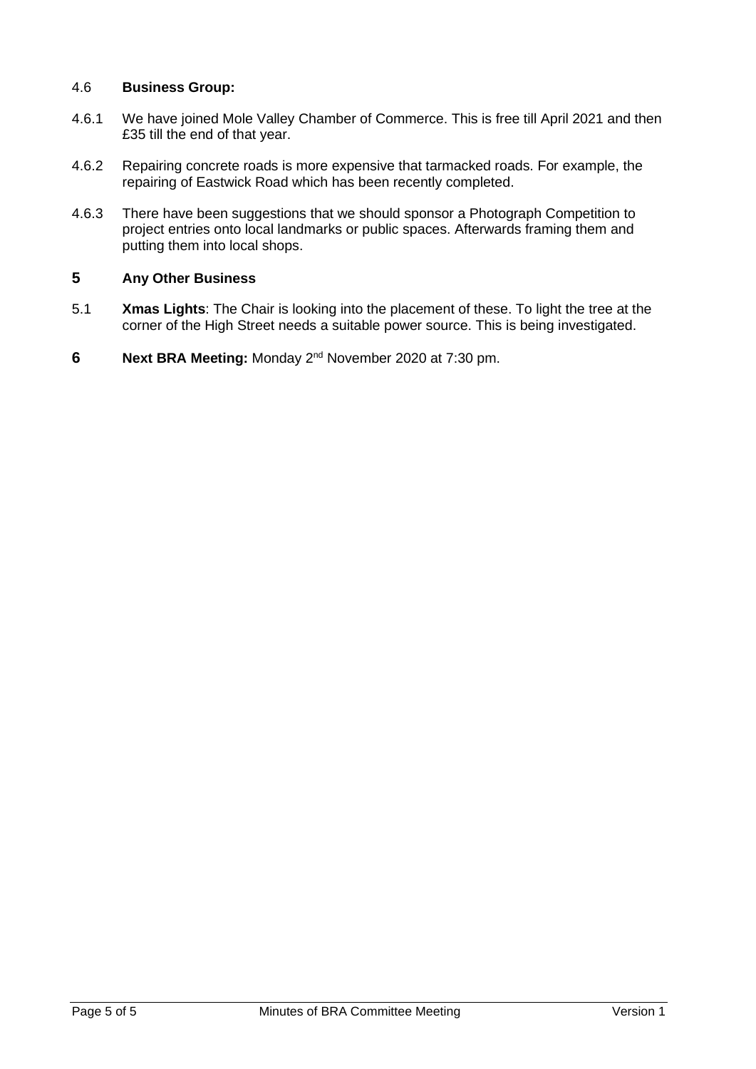### 4.6 **Business Group:**

4.6.1 We have joined Mole Valley Chamber of Commerce. This is free till April 2021 and then £35 till the end of that year.

4.6.2 Repairing concrete roads is more expensive that tarmacked roads. For example, the repairing of Eastwick Road which has been recently completed.

4.6.3 There have been suggestions that we should sponsor a Photograph Competition to project entries onto local landmarks or public spaces. Afterwards framing them and putting them into local shops.

## 5 Any Other Business

5.1 **Xmas Lights**: The Chair is looking into the placement of these. To light the tree at the corner of the High Street needs a suitable power source. This is being investigated.

## 6 **Next BRA Meeting:** Monday 2nd November 2020 at 7:30 pm.